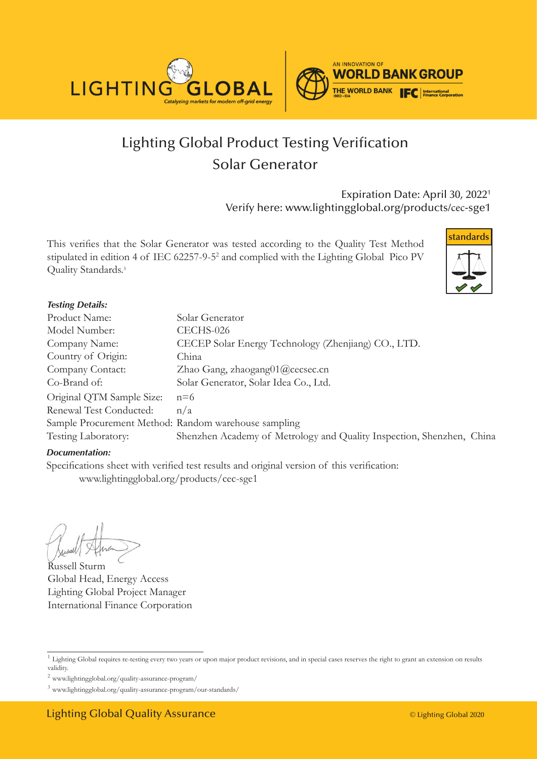LIGHTING GLOBAL
Catalyzing markets for modern off-grid energy

AN INNOVATION OF WORLD BANK GROUP
THE WORLD BANK IBRD • IDA | IFC International Finance Corporation

# Lighting Global Product Testing Verification
## Solar Generator

Expiration Date: April 30, 2022[1]
Verify here: www.lightingglobal.org/products/cec-sge1

This verifies that the Solar Generator was tested according to the Quality Test Method stipulated in edition 4 of IEC 62257-9-5[2] and complied with the Lighting Global Pico PV Quality Standards.[3]

standards

***Testing Details:***

| | |
|---|---|
| Product Name: | Solar Generator |
| Model Number: | CECHS-026 |
| Company Name: | CECEP Solar Energy Technology (Zhenjiang) CO., LTD. |
| Country of Origin: | China |
| Company Contact: | Zhao Gang, zhaogang01@cecsec.cn |
| Co-Brand of: | Solar Generator, Solar Idea Co., Ltd. |
| Original QTM Sample Size: | n=6 |
| Renewal Test Conducted: | n/a |
| Sample Procurement Method: | Random warehouse sampling |
| Testing Laboratory: | Shenzhen Academy of Metrology and Quality Inspection, Shenzhen, China |

***Documentation:***

Specifications sheet with verified test results and original version of this verification:
www.lightingglobal.org/products/cec-sge1

Russell Sturm
Global Head, Energy Access
Lighting Global Project Manager
International Finance Corporation

---

[1] Lighting Global requires re-testing every two years or upon major product revisions, and in special cases reserves the right to grant an extension on results validity.

[2] www.lightingglobal.org/quality-assurance-program/

[3] www.lightingglobal.org/quality-assurance-program/our-standards/

Lighting Global Quality Assurance © Lighting Global 2020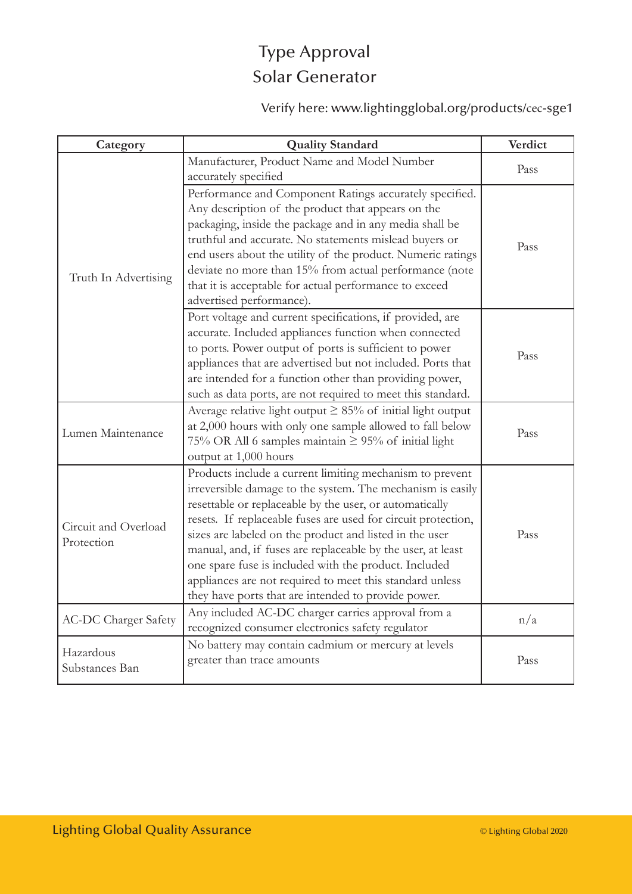# Type Approval
# Solar Generator

Verify here: www.lightingglobal.org/products/cec-sge1

| Category | Quality Standard | Verdict |
|---|---|---|
| Truth In Advertising | Manufacturer, Product Name and Model Number accurately specified | Pass |
| | Performance and Component Ratings accurately specified. Any description of the product that appears on the packaging, inside the package and in any media shall be truthful and accurate. No statements mislead buyers or end users about the utility of the product. Numeric ratings deviate no more than 15% from actual performance (note that it is acceptable for actual performance to exceed advertised performance). | Pass |
| | Port voltage and current specifications, if provided, are accurate. Included appliances function when connected to ports. Power output of ports is sufficient to power appliances that are advertised but not included. Ports that are intended for a function other than providing power, such as data ports, are not required to meet this standard. | Pass |
| Lumen Maintenance | Average relative light output ≥ 85% of initial light output at 2,000 hours with only one sample allowed to fall below 75% OR All 6 samples maintain ≥ 95% of initial light output at 1,000 hours | Pass |
| Circuit and Overload Protection | Products include a current limiting mechanism to prevent irreversible damage to the system. The mechanism is easily resettable or replaceable by the user, or automatically resets. If replaceable fuses are used for circuit protection, sizes are labeled on the product and listed in the user manual, and, if fuses are replaceable by the user, at least one spare fuse is included with the product. Included appliances are not required to meet this standard unless they have ports that are intended to provide power. | Pass |
| AC-DC Charger Safety | Any included AC-DC charger carries approval from a recognized consumer electronics safety regulator | n/a |
| Hazardous Substances Ban | No battery may contain cadmium or mercury at levels greater than trace amounts | Pass |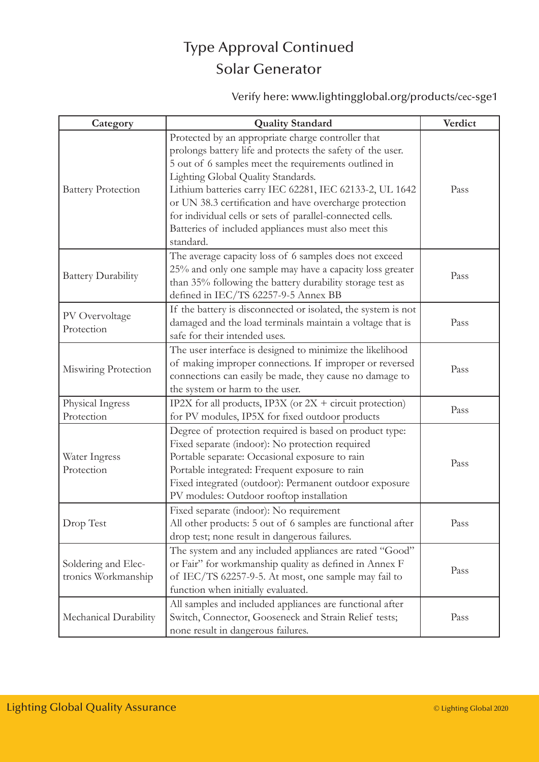# Type Approval Continued
## Solar Generator

Verify here: www.lightingglobal.org/products/cec-sge1

| Category | Quality Standard | Verdict |
|---|---|---|
| Battery Protection | Protected by an appropriate charge controller that prolongs battery life and protects the safety of the user. 5 out of 6 samples meet the requirements outlined in Lighting Global Quality Standards. Lithium batteries carry IEC 62281, IEC 62133-2, UL 1642 or UN 38.3 certification and have overcharge protection for individual cells or sets of parallel-connected cells. Batteries of included appliances must also meet this standard. | Pass |
| Battery Durability | The average capacity loss of 6 samples does not exceed 25% and only one sample may have a capacity loss greater than 35% following the battery durability storage test as defined in IEC/TS 62257-9-5 Annex BB | Pass |
| PV Overvoltage Protection | If the battery is disconnected or isolated, the system is not damaged and the load terminals maintain a voltage that is safe for their intended uses. | Pass |
| Miswiring Protection | The user interface is designed to minimize the likelihood of making improper connections. If improper or reversed connections can easily be made, they cause no damage to the system or harm to the user. | Pass |
| Physical Ingress Protection | IP2X for all products, IP3X (or 2X + circuit protection) for PV modules, IP5X for fixed outdoor products | Pass |
| Water Ingress Protection | Degree of protection required is based on product type: Fixed separate (indoor): No protection required Portable separate: Occasional exposure to rain Portable integrated: Frequent exposure to rain Fixed integrated (outdoor): Permanent outdoor exposure PV modules: Outdoor rooftop installation | Pass |
| Drop Test | Fixed separate (indoor): No requirement All other products: 5 out of 6 samples are functional after drop test; none result in dangerous failures. | Pass |
| Soldering and Electronics Workmanship | The system and any included appliances are rated "Good" or Fair" for workmanship quality as defined in Annex F of IEC/TS 62257-9-5. At most, one sample may fail to function when initially evaluated. | Pass |
| Mechanical Durability | All samples and included appliances are functional after Switch, Connector, Gooseneck and Strain Relief tests; none result in dangerous failures. | Pass |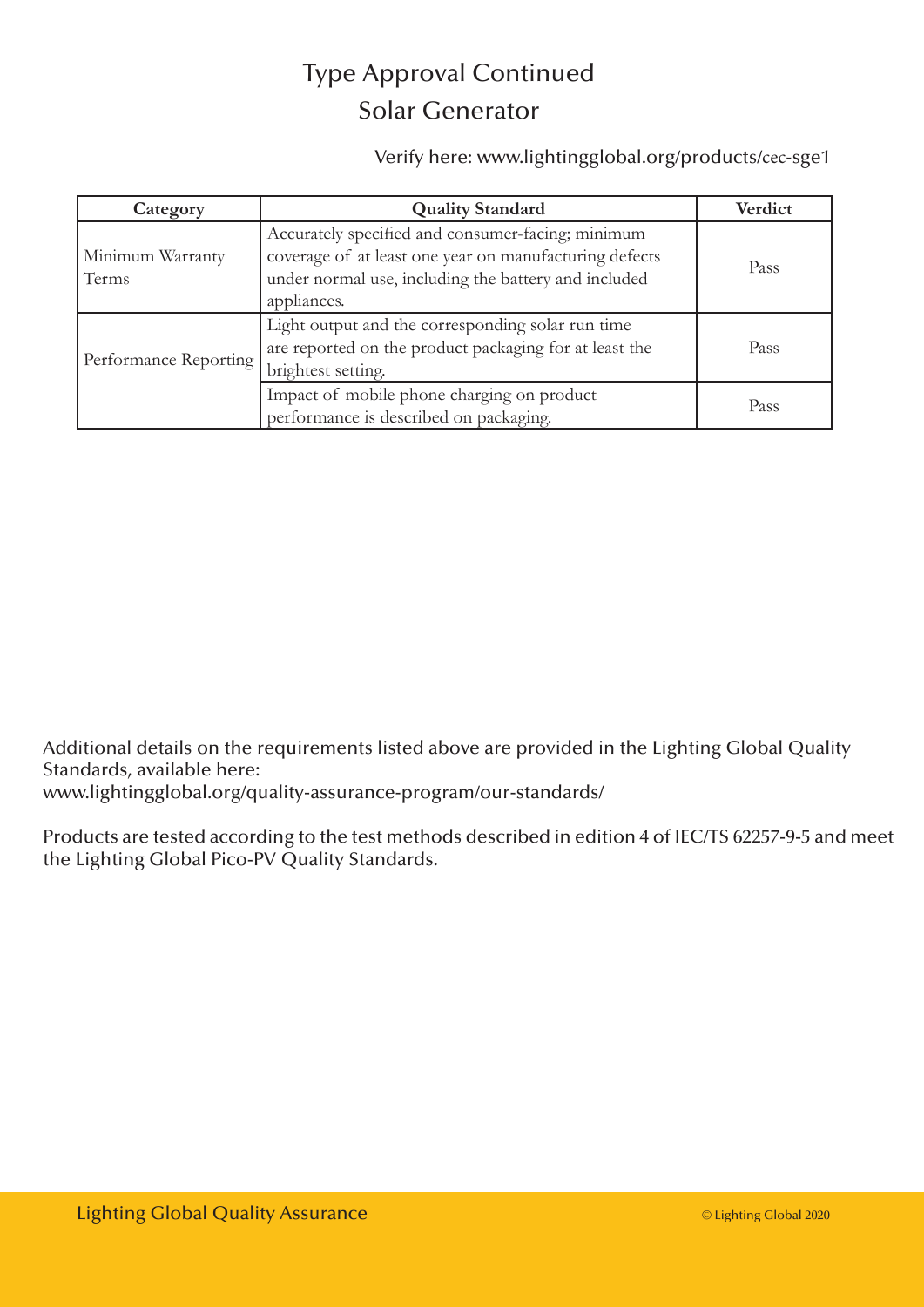# Type Approval Continued
## Solar Generator

Verify here: www.lightingglobal.org/products/cec-sge1

| Category | Quality Standard | Verdict |
|---|---|---|
| Minimum Warranty Terms | Accurately specified and consumer-facing; minimum coverage of at least one year on manufacturing defects under normal use, including the battery and included appliances. | Pass |
| Performance Reporting | Light output and the corresponding solar run time are reported on the product packaging for at least the brightest setting. | Pass |
| | Impact of mobile phone charging on product performance is described on packaging. | Pass |

Additional details on the requirements listed above are provided in the Lighting Global Quality Standards, available here:
www.lightingglobal.org/quality-assurance-program/our-standards/

Products are tested according to the test methods described in edition 4 of IEC/TS 62257-9-5 and meet the Lighting Global Pico-PV Quality Standards.